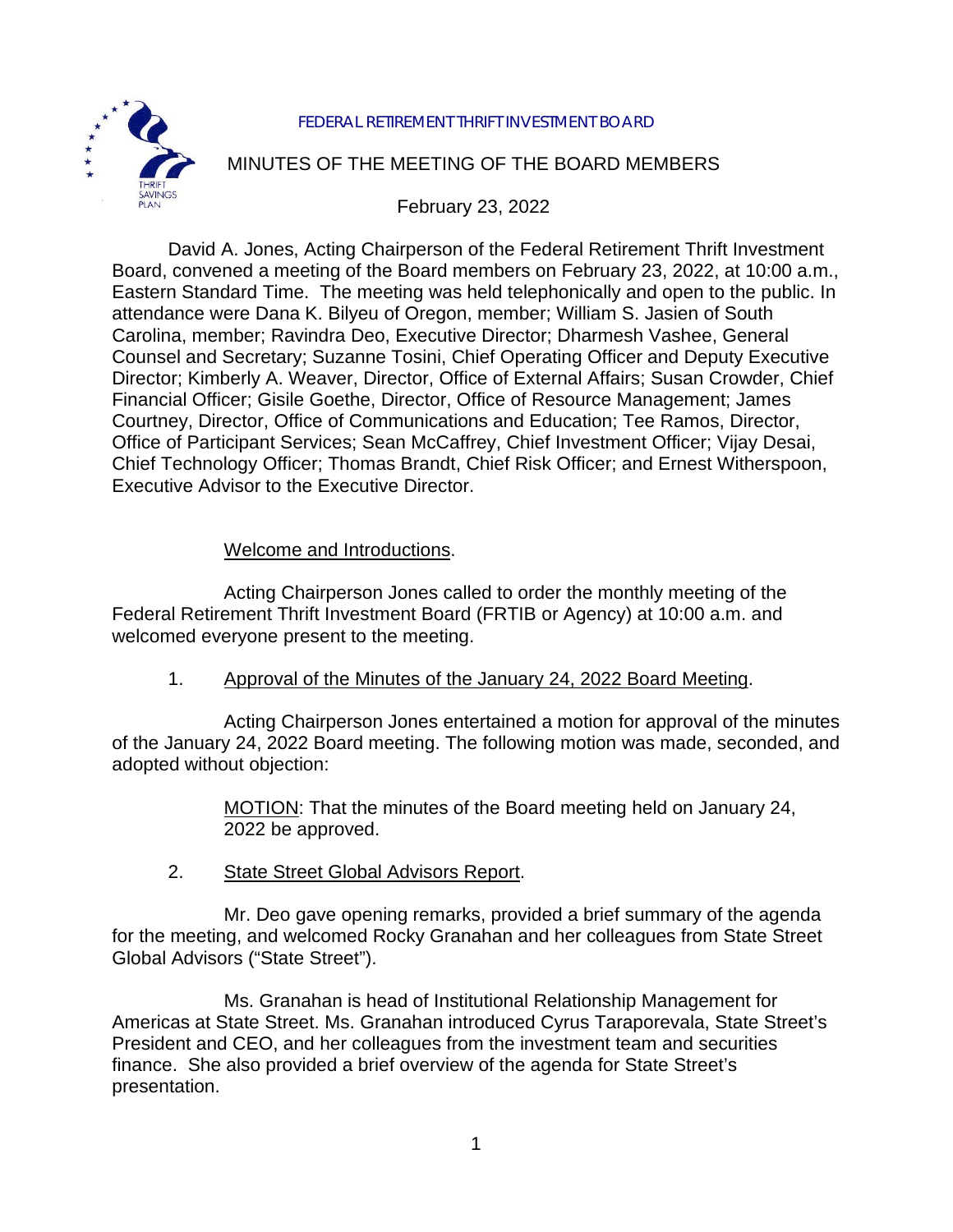FEDERAL RETIREMENT THRIFT INVESTMENT BOARD

# MINUTES OF THE MEETING OF THE BOARD MEMBERS

February 23, 2022

David A. Jones, Acting Chairperson of the Federal Retirement Thrift Investment Board, convened a meeting of the Board members on February 23, 2022, at 10:00 a.m., Eastern Standard Time. The meeting was held telephonically and open to the public. In attendance were Dana K. Bilyeu of Oregon, member; William S. Jasien of South Carolina, member; Ravindra Deo, Executive Director; Dharmesh Vashee, General Counsel and Secretary; Suzanne Tosini, Chief Operating Officer and Deputy Executive Director; Kimberly A. Weaver, Director, Office of External Affairs; Susan Crowder, Chief Financial Officer; Gisile Goethe, Director, Office of Resource Management; James Courtney, Director, Office of Communications and Education; Tee Ramos, Director, Office of Participant Services; Sean McCaffrey, Chief Investment Officer; Vijay Desai, Chief Technology Officer; Thomas Brandt, Chief Risk Officer; and Ernest Witherspoon, Executive Advisor to the Executive Director.

<u>Welcome and Introductions</u>.

Acting Chairperson Jones called to order the monthly meeting of the Federal Retirement Thrift Investment Board (FRTIB or Agency) at 10:00 a.m. and welcomed everyone present to the meeting.

1. <u>Approval of the Minutes of the January 24, 2022 Board Meeting</u>.

Acting Chairperson Jones entertained a motion for approval of the minutes of the January 24, 2022 Board meeting. The following motion was made, seconded, and adopted without objection:

> <u>MOTION</u>: That the minutes of the Board meeting held on January 24, 2022 be approved.

2. <u>State Street Global Advisors Report</u>.

Mr. Deo gave opening remarks, provided a brief summary of the agenda for the meeting, and welcomed Rocky Granahan and her colleagues from State Street Global Advisors ("State Street").

Ms. Granahan is head of Institutional Relationship Management for Americas at State Street. Ms. Granahan introduced Cyrus Taraporevala, State Street's President and CEO, and her colleagues from the investment team and securities finance. She also provided a brief overview of the agenda for State Street's presentation.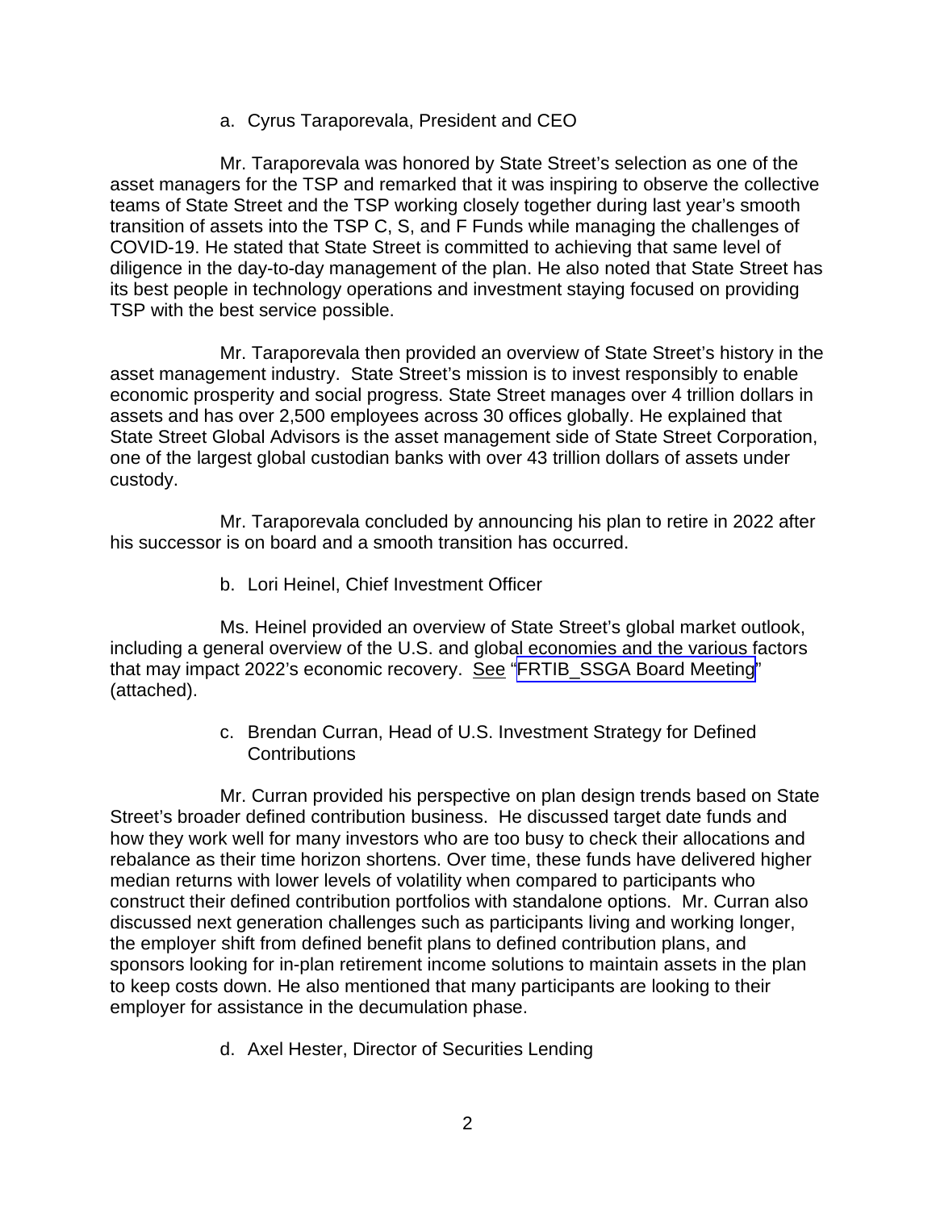a. Cyrus Taraporevala, President and CEO

Mr. Taraporevala was honored by State Street's selection as one of the asset managers for the TSP and remarked that it was inspiring to observe the collective teams of State Street and the TSP working closely together during last year's smooth transition of assets into the TSP C, S, and F Funds while managing the challenges of COVID-19. He stated that State Street is committed to achieving that same level of diligence in the day-to-day management of the plan. He also noted that State Street has its best people in technology operations and investment staying focused on providing TSP with the best service possible.

Mr. Taraporevala then provided an overview of State Street's history in the asset management industry. State Street's mission is to invest responsibly to enable economic prosperity and social progress. State Street manages over 4 trillion dollars in assets and has over 2,500 employees across 30 offices globally. He explained that State Street Global Advisors is the asset management side of State Street Corporation, one of the largest global custodian banks with over 43 trillion dollars of assets under custody.

Mr. Taraporevala concluded by announcing his plan to retire in 2022 after his successor is on board and a smooth transition has occurred.

b. Lori Heinel, Chief Investment Officer

Ms. Heinel provided an overview of State Street's global market outlook, including a general overview of the U.S. and global economies and the various factors that may impact 2022's economic recovery. See "FRTIB_SSGA Board Meeting" (attached).

c. Brendan Curran, Head of U.S. Investment Strategy for Defined Contributions

Mr. Curran provided his perspective on plan design trends based on State Street's broader defined contribution business. He discussed target date funds and how they work well for many investors who are too busy to check their allocations and rebalance as their time horizon shortens. Over time, these funds have delivered higher median returns with lower levels of volatility when compared to participants who construct their defined contribution portfolios with standalone options. Mr. Curran also discussed next generation challenges such as participants living and working longer, the employer shift from defined benefit plans to defined contribution plans, and sponsors looking for in-plan retirement income solutions to maintain assets in the plan to keep costs down. He also mentioned that many participants are looking to their employer for assistance in the decumulation phase.

d. Axel Hester, Director of Securities Lending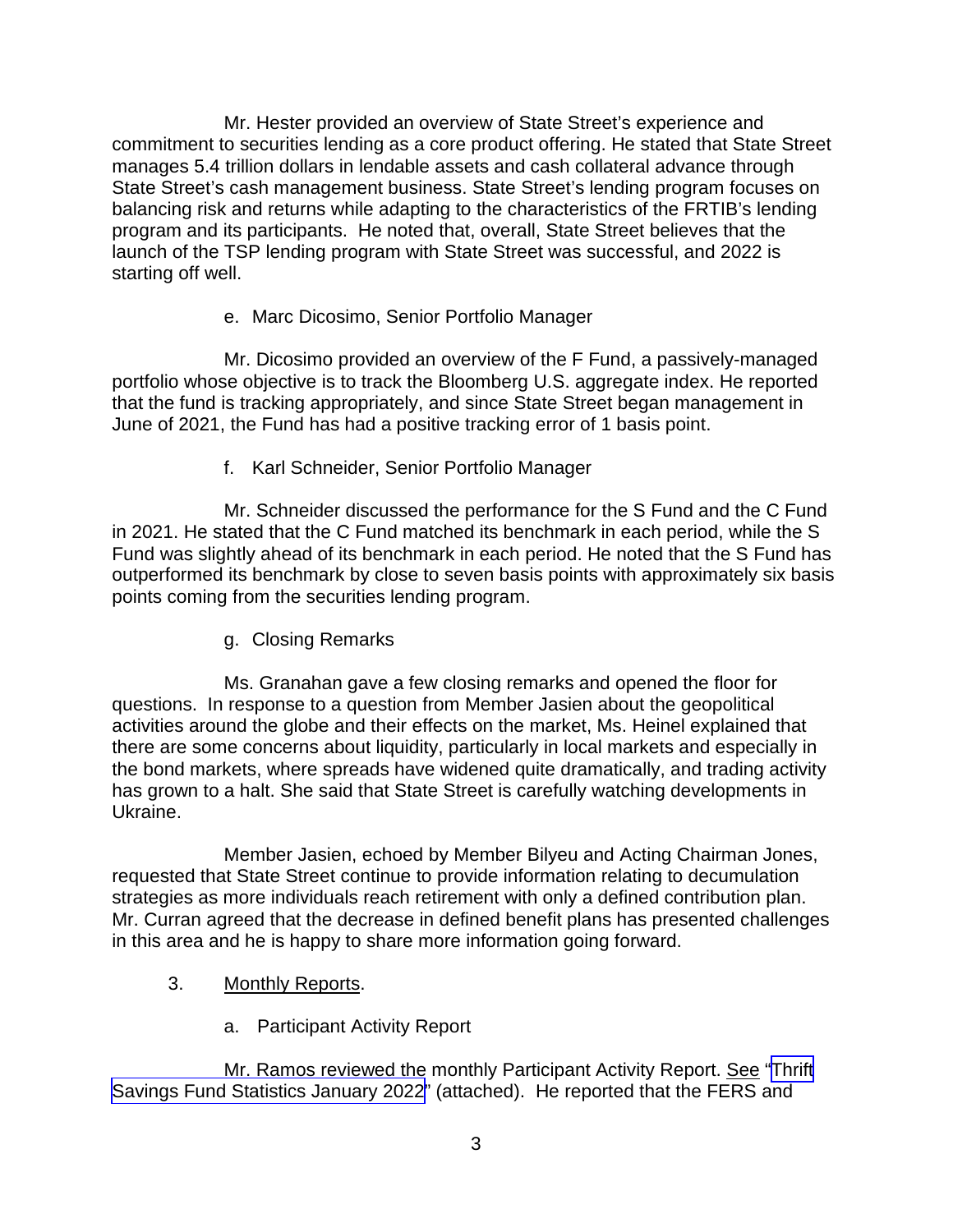Mr. Hester provided an overview of State Street's experience and commitment to securities lending as a core product offering. He stated that State Street manages 5.4 trillion dollars in lendable assets and cash collateral advance through State Street's cash management business. State Street's lending program focuses on balancing risk and returns while adapting to the characteristics of the FRTIB's lending program and its participants. He noted that, overall, State Street believes that the launch of the TSP lending program with State Street was successful, and 2022 is starting off well.

e. Marc Dicosimo, Senior Portfolio Manager

Mr. Dicosimo provided an overview of the F Fund, a passively-managed portfolio whose objective is to track the Bloomberg U.S. aggregate index. He reported that the fund is tracking appropriately, and since State Street began management in June of 2021, the Fund has had a positive tracking error of 1 basis point.

f. Karl Schneider, Senior Portfolio Manager

Mr. Schneider discussed the performance for the S Fund and the C Fund in 2021. He stated that the C Fund matched its benchmark in each period, while the S Fund was slightly ahead of its benchmark in each period. He noted that the S Fund has outperformed its benchmark by close to seven basis points with approximately six basis points coming from the securities lending program.

g. Closing Remarks

Ms. Granahan gave a few closing remarks and opened the floor for questions. In response to a question from Member Jasien about the geopolitical activities around the globe and their effects on the market, Ms. Heinel explained that there are some concerns about liquidity, particularly in local markets and especially in the bond markets, where spreads have widened quite dramatically, and trading activity has grown to a halt. She said that State Street is carefully watching developments in Ukraine.

Member Jasien, echoed by Member Bilyeu and Acting Chairman Jones, requested that State Street continue to provide information relating to decumulation strategies as more individuals reach retirement with only a defined contribution plan. Mr. Curran agreed that the decrease in defined benefit plans has presented challenges in this area and he is happy to share more information going forward.

3. Monthly Reports.

a. Participant Activity Report

Mr. Ramos reviewed the monthly Participant Activity Report. See "Thrift Savings Fund Statistics January 2022" (attached). He reported that the FERS and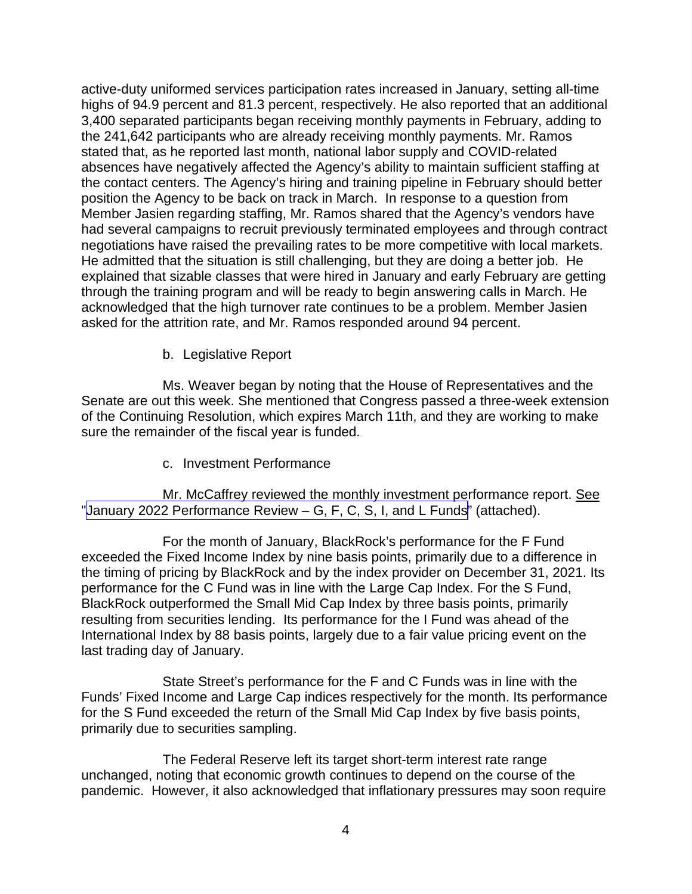active-duty uniformed services participation rates increased in January, setting all-time highs of 94.9 percent and 81.3 percent, respectively. He also reported that an additional 3,400 separated participants began receiving monthly payments in February, adding to the 241,642 participants who are already receiving monthly payments. Mr. Ramos stated that, as he reported last month, national labor supply and COVID-related absences have negatively affected the Agency's ability to maintain sufficient staffing at the contact centers. The Agency's hiring and training pipeline in February should better position the Agency to be back on track in March. In response to a question from Member Jasien regarding staffing, Mr. Ramos shared that the Agency's vendors have had several campaigns to recruit previously terminated employees and through contract negotiations have raised the prevailing rates to be more competitive with local markets. He admitted that the situation is still challenging, but they are doing a better job. He explained that sizable classes that were hired in January and early February are getting through the training program and will be ready to begin answering calls in March. He acknowledged that the high turnover rate continues to be a problem. Member Jasien asked for the attrition rate, and Mr. Ramos responded around 94 percent.

b. Legislative Report

Ms. Weaver began by noting that the House of Representatives and the Senate are out this week. She mentioned that Congress passed a three-week extension of the Continuing Resolution, which expires March 11th, and they are working to make sure the remainder of the fiscal year is funded.

c. Investment Performance

Mr. McCaffrey reviewed the monthly investment performance report. See "January 2022 Performance Review – G, F, C, S, I, and L Funds" (attached).

For the month of January, BlackRock's performance for the F Fund exceeded the Fixed Income Index by nine basis points, primarily due to a difference in the timing of pricing by BlackRock and by the index provider on December 31, 2021. Its performance for the C Fund was in line with the Large Cap Index. For the S Fund, BlackRock outperformed the Small Mid Cap Index by three basis points, primarily resulting from securities lending. Its performance for the I Fund was ahead of the International Index by 88 basis points, largely due to a fair value pricing event on the last trading day of January.

State Street's performance for the F and C Funds was in line with the Funds' Fixed Income and Large Cap indices respectively for the month. Its performance for the S Fund exceeded the return of the Small Mid Cap Index by five basis points, primarily due to securities sampling.

The Federal Reserve left its target short-term interest rate range unchanged, noting that economic growth continues to depend on the course of the pandemic. However, it also acknowledged that inflationary pressures may soon require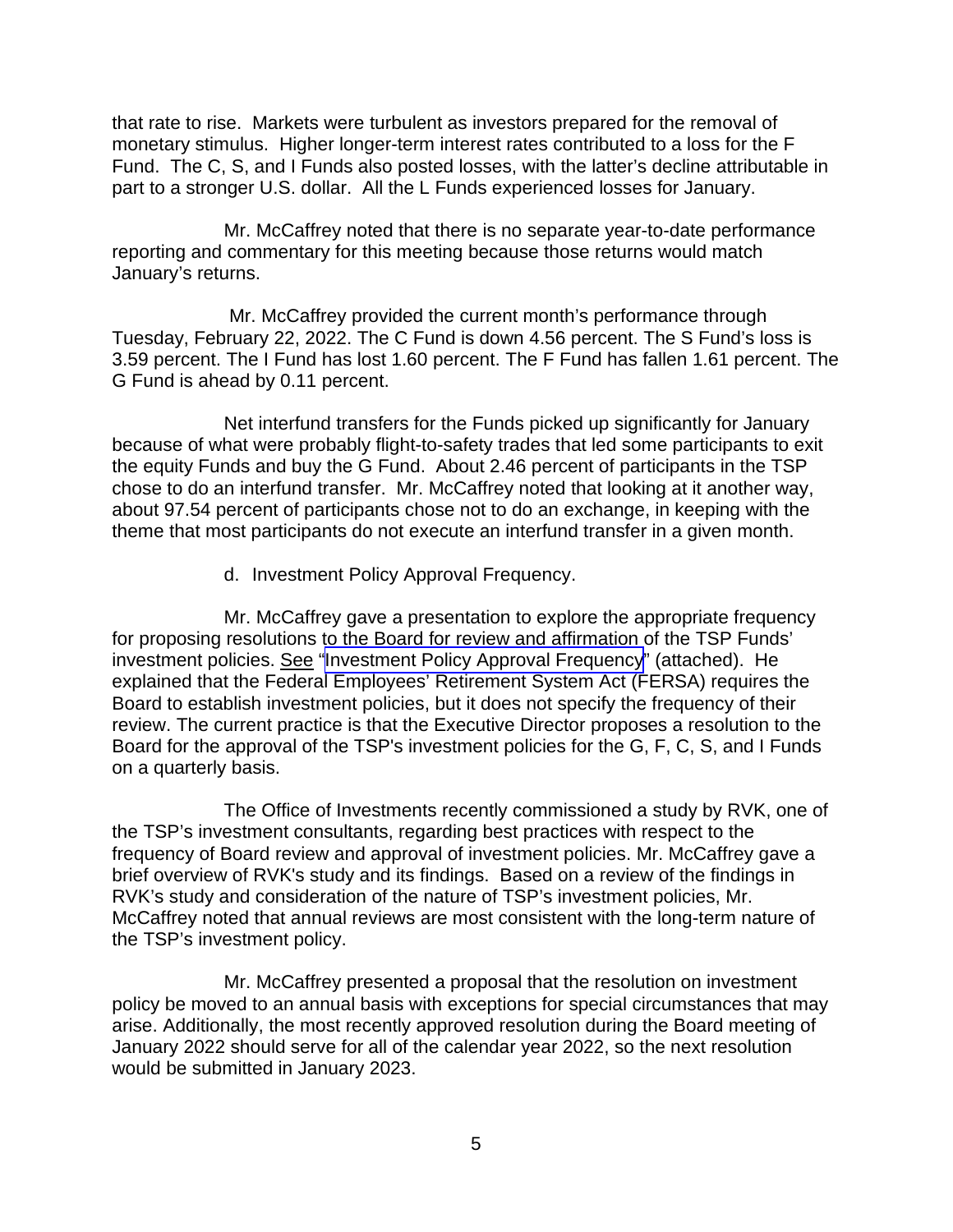that rate to rise. Markets were turbulent as investors prepared for the removal of monetary stimulus. Higher longer-term interest rates contributed to a loss for the F Fund. The C, S, and I Funds also posted losses, with the latter's decline attributable in part to a stronger U.S. dollar. All the L Funds experienced losses for January.

Mr. McCaffrey noted that there is no separate year-to-date performance reporting and commentary for this meeting because those returns would match January's returns.

Mr. McCaffrey provided the current month's performance through Tuesday, February 22, 2022. The C Fund is down 4.56 percent. The S Fund's loss is 3.59 percent. The I Fund has lost 1.60 percent. The F Fund has fallen 1.61 percent. The G Fund is ahead by 0.11 percent.

Net interfund transfers for the Funds picked up significantly for January because of what were probably flight-to-safety trades that led some participants to exit the equity Funds and buy the G Fund. About 2.46 percent of participants in the TSP chose to do an interfund transfer. Mr. McCaffrey noted that looking at it another way, about 97.54 percent of participants chose not to do an exchange, in keeping with the theme that most participants do not execute an interfund transfer in a given month.

d. Investment Policy Approval Frequency.

Mr. McCaffrey gave a presentation to explore the appropriate frequency for proposing resolutions to the Board for review and affirmation of the TSP Funds' investment policies. See "Investment Policy Approval Frequency" (attached). He explained that the Federal Employees' Retirement System Act (FERSA) requires the Board to establish investment policies, but it does not specify the frequency of their review. The current practice is that the Executive Director proposes a resolution to the Board for the approval of the TSP's investment policies for the G, F, C, S, and I Funds on a quarterly basis.

The Office of Investments recently commissioned a study by RVK, one of the TSP's investment consultants, regarding best practices with respect to the frequency of Board review and approval of investment policies. Mr. McCaffrey gave a brief overview of RVK's study and its findings. Based on a review of the findings in RVK's study and consideration of the nature of TSP's investment policies, Mr. McCaffrey noted that annual reviews are most consistent with the long-term nature of the TSP's investment policy.

Mr. McCaffrey presented a proposal that the resolution on investment policy be moved to an annual basis with exceptions for special circumstances that may arise. Additionally, the most recently approved resolution during the Board meeting of January 2022 should serve for all of the calendar year 2022, so the next resolution would be submitted in January 2023.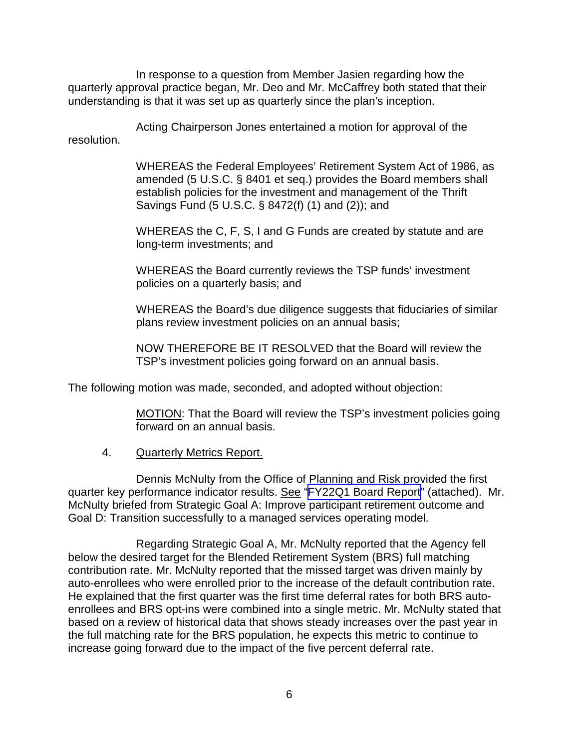In response to a question from Member Jasien regarding how the quarterly approval practice began, Mr. Deo and Mr. McCaffrey both stated that their understanding is that it was set up as quarterly since the plan's inception.

Acting Chairperson Jones entertained a motion for approval of the resolution.

> WHEREAS the Federal Employees' Retirement System Act of 1986, as amended (5 U.S.C. § 8401 et seq.) provides the Board members shall establish policies for the investment and management of the Thrift Savings Fund (5 U.S.C. § 8472(f) (1) and (2)); and
>
> WHEREAS the C, F, S, I and G Funds are created by statute and are long-term investments; and
>
> WHEREAS the Board currently reviews the TSP funds' investment policies on a quarterly basis; and
>
> WHEREAS the Board's due diligence suggests that fiduciaries of similar plans review investment policies on an annual basis;
>
> NOW THEREFORE BE IT RESOLVED that the Board will review the TSP's investment policies going forward on an annual basis.

The following motion was made, seconded, and adopted without objection:

> MOTION: That the Board will review the TSP's investment policies going forward on an annual basis.

4. Quarterly Metrics Report.

Dennis McNulty from the Office of Planning and Risk provided the first quarter key performance indicator results. See "FY22Q1 Board Report" (attached). Mr. McNulty briefed from Strategic Goal A: Improve participant retirement outcome and Goal D: Transition successfully to a managed services operating model.

Regarding Strategic Goal A, Mr. McNulty reported that the Agency fell below the desired target for the Blended Retirement System (BRS) full matching contribution rate. Mr. McNulty reported that the missed target was driven mainly by auto-enrollees who were enrolled prior to the increase of the default contribution rate. He explained that the first quarter was the first time deferral rates for both BRS auto-enrollees and BRS opt-ins were combined into a single metric. Mr. McNulty stated that based on a review of historical data that shows steady increases over the past year in the full matching rate for the BRS population, he expects this metric to continue to increase going forward due to the impact of the five percent deferral rate.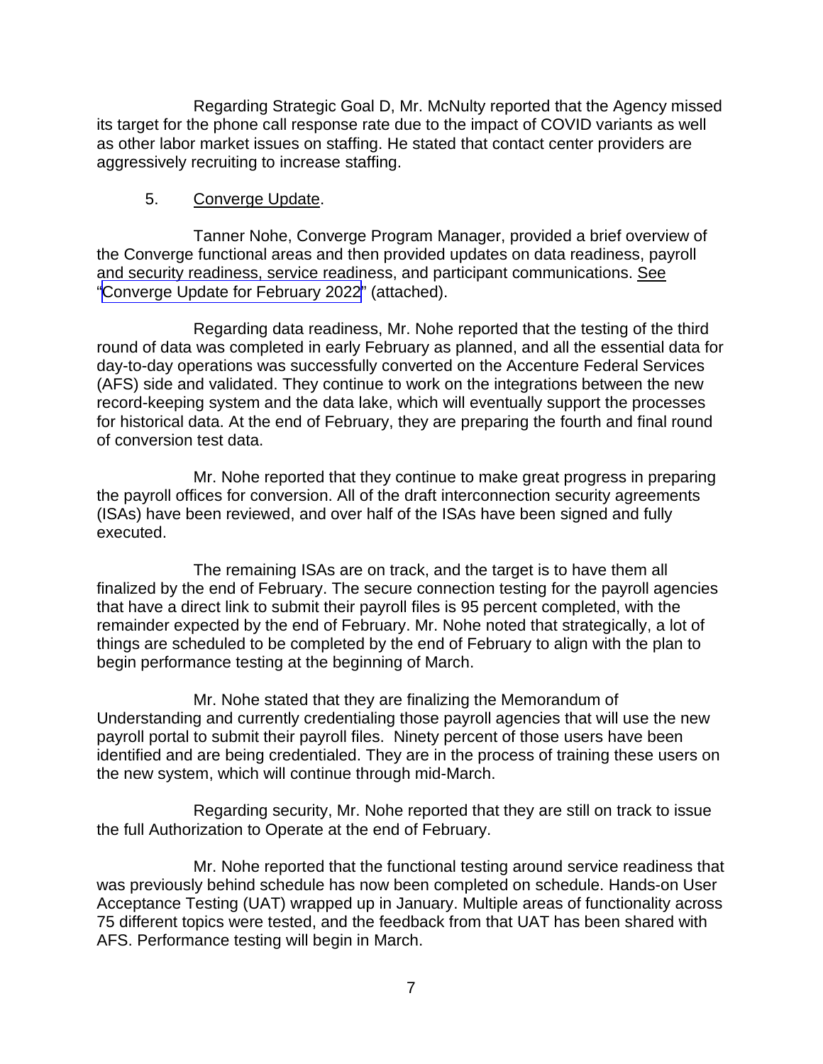Regarding Strategic Goal D, Mr. McNulty reported that the Agency missed its target for the phone call response rate due to the impact of COVID variants as well as other labor market issues on staffing. He stated that contact center providers are aggressively recruiting to increase staffing.

5. Converge Update.

Tanner Nohe, Converge Program Manager, provided a brief overview of the Converge functional areas and then provided updates on data readiness, payroll and security readiness, service readiness, and participant communications. See "Converge Update for February 2022" (attached).

Regarding data readiness, Mr. Nohe reported that the testing of the third round of data was completed in early February as planned, and all the essential data for day-to-day operations was successfully converted on the Accenture Federal Services (AFS) side and validated. They continue to work on the integrations between the new record-keeping system and the data lake, which will eventually support the processes for historical data. At the end of February, they are preparing the fourth and final round of conversion test data.

Mr. Nohe reported that they continue to make great progress in preparing the payroll offices for conversion. All of the draft interconnection security agreements (ISAs) have been reviewed, and over half of the ISAs have been signed and fully executed.

The remaining ISAs are on track, and the target is to have them all finalized by the end of February. The secure connection testing for the payroll agencies that have a direct link to submit their payroll files is 95 percent completed, with the remainder expected by the end of February. Mr. Nohe noted that strategically, a lot of things are scheduled to be completed by the end of February to align with the plan to begin performance testing at the beginning of March.

Mr. Nohe stated that they are finalizing the Memorandum of Understanding and currently credentialing those payroll agencies that will use the new payroll portal to submit their payroll files. Ninety percent of those users have been identified and are being credentialed. They are in the process of training these users on the new system, which will continue through mid-March.

Regarding security, Mr. Nohe reported that they are still on track to issue the full Authorization to Operate at the end of February.

Mr. Nohe reported that the functional testing around service readiness that was previously behind schedule has now been completed on schedule. Hands-on User Acceptance Testing (UAT) wrapped up in January. Multiple areas of functionality across 75 different topics were tested, and the feedback from that UAT has been shared with AFS. Performance testing will begin in March.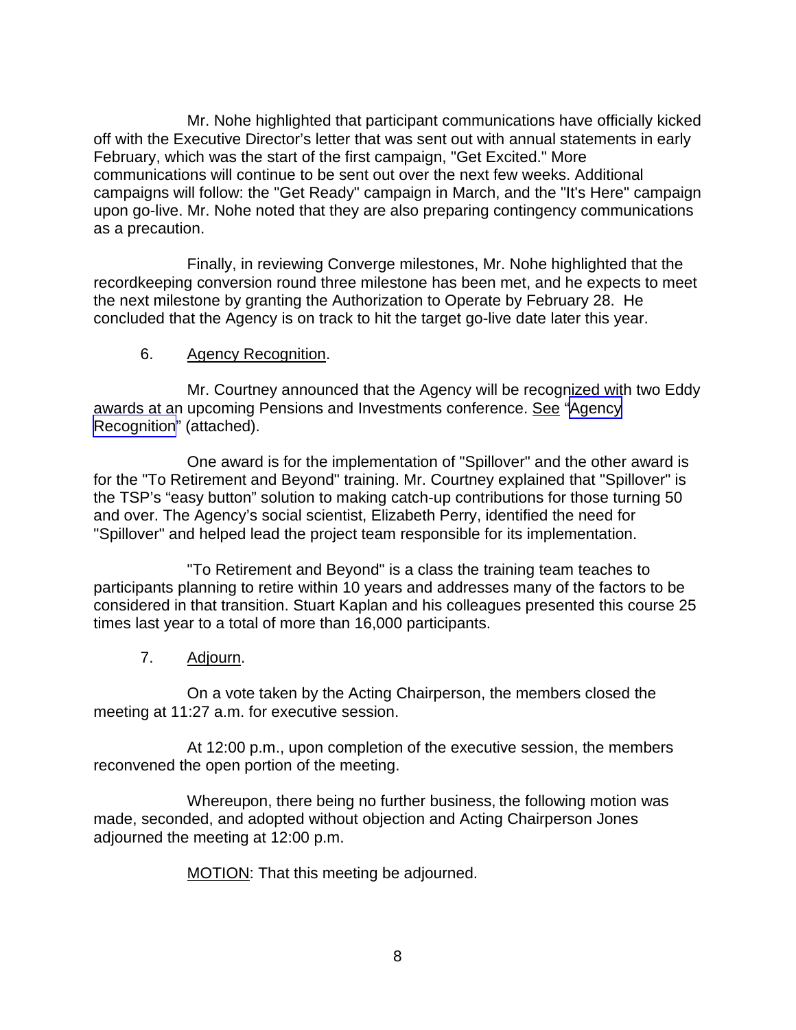Mr. Nohe highlighted that participant communications have officially kicked off with the Executive Director's letter that was sent out with annual statements in early February, which was the start of the first campaign, "Get Excited." More communications will continue to be sent out over the next few weeks. Additional campaigns will follow: the "Get Ready" campaign in March, and the "It's Here" campaign upon go-live. Mr. Nohe noted that they are also preparing contingency communications as a precaution.

Finally, in reviewing Converge milestones, Mr. Nohe highlighted that the recordkeeping conversion round three milestone has been met, and he expects to meet the next milestone by granting the Authorization to Operate by February 28. He concluded that the Agency is on track to hit the target go-live date later this year.

6. Agency Recognition.

Mr. Courtney announced that the Agency will be recognized with two Eddy awards at an upcoming Pensions and Investments conference. See "Agency Recognition" (attached).

One award is for the implementation of "Spillover" and the other award is for the "To Retirement and Beyond" training. Mr. Courtney explained that "Spillover" is the TSP's "easy button" solution to making catch-up contributions for those turning 50 and over. The Agency's social scientist, Elizabeth Perry, identified the need for "Spillover" and helped lead the project team responsible for its implementation.

"To Retirement and Beyond" is a class the training team teaches to participants planning to retire within 10 years and addresses many of the factors to be considered in that transition. Stuart Kaplan and his colleagues presented this course 25 times last year to a total of more than 16,000 participants.

7. Adjourn.

On a vote taken by the Acting Chairperson, the members closed the meeting at 11:27 a.m. for executive session.

At 12:00 p.m., upon completion of the executive session, the members reconvened the open portion of the meeting.

Whereupon, there being no further business, the following motion was made, seconded, and adopted without objection and Acting Chairperson Jones adjourned the meeting at 12:00 p.m.

MOTION: That this meeting be adjourned.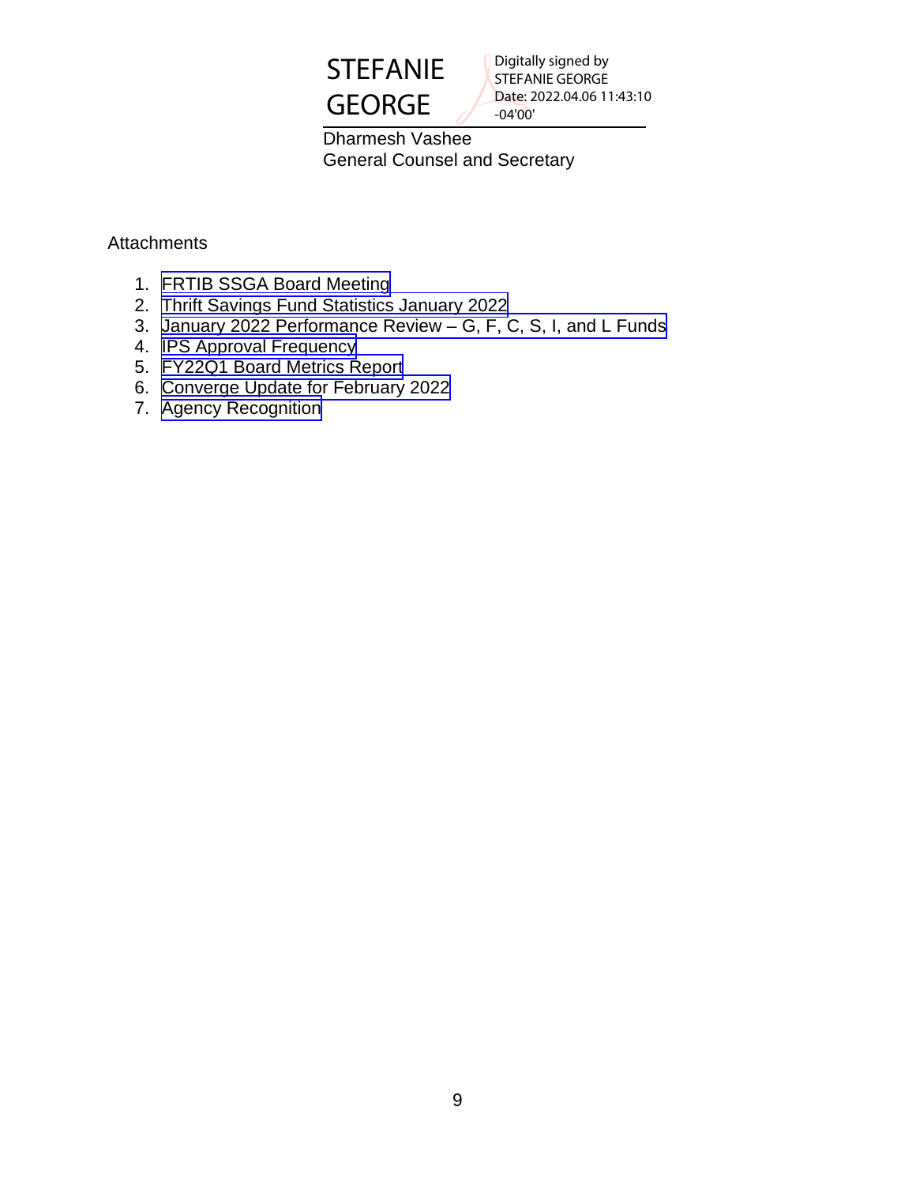STEFANIE GEORGE

Digitally signed by STEFANIE GEORGE
Date: 2022.04.06 11:43:10 -04'00'

Dharmesh Vashee
General Counsel and Secretary

Attachments

1. FRTIB SSGA Board Meeting
2. Thrift Savings Fund Statistics January 2022
3. January 2022 Performance Review – G, F, C, S, I, and L Funds
4. IPS Approval Frequency
5. FY22Q1 Board Metrics Report
6. Converge Update for February 2022
7. Agency Recognition